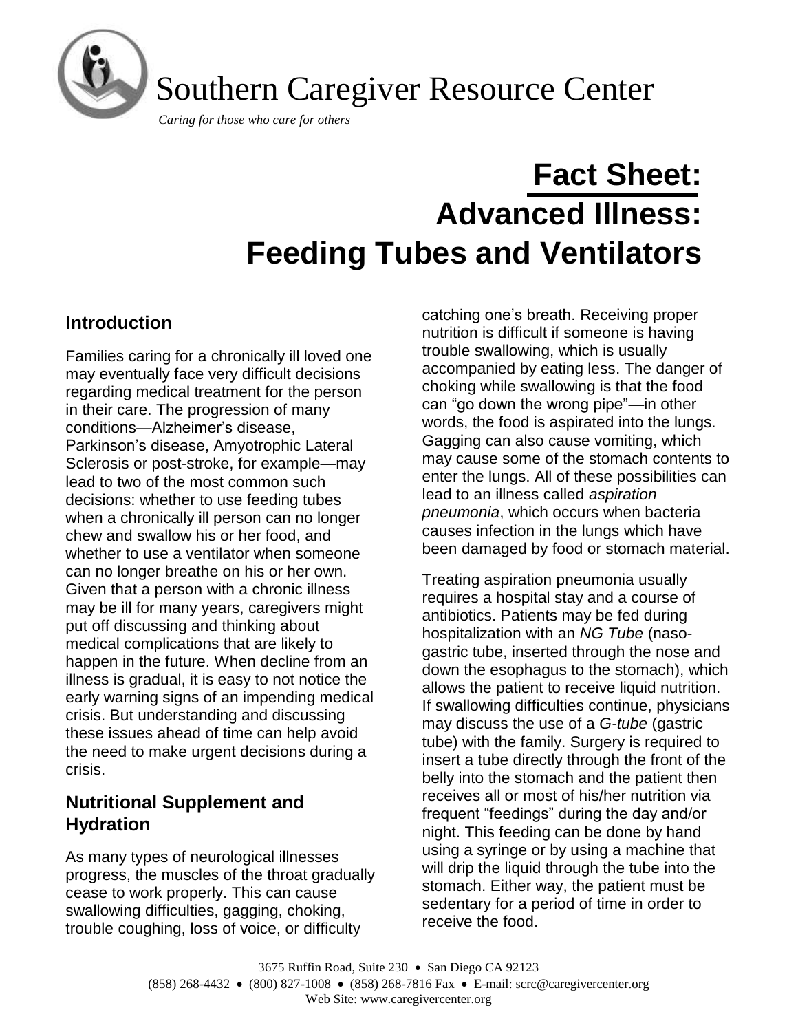# Southern Caregiver Resource Center

*Caring for those who care for others*

# Fact Sheet: Advanced Illness: Feeding Tubes and Ventilators

## Introduction

Families caring for a chronically ill loved one may eventually face very difficult decisions regarding medical treatment for the person in their care. The progression of many conditions—Alzheimer's disease, Parkinson's disease, Amyotrophic Lateral Sclerosis or post-stroke, for example—may lead to two of the most common such decisions: whether to use feeding tubes when a chronically ill person can no longer chew and swallow his or her food, and whether to use a ventilator when someone can no longer breathe on his or her own. Given that a person with a chronic illness may be ill for many years, caregivers might put off discussing and thinking about medical complications that are likely to happen in the future. When decline from an illness is gradual, it is easy to not notice the early warning signs of an impending medical crisis. But understanding and discussing these issues ahead of time can help avoid the need to make urgent decisions during a crisis.

## Nutritional Supplement and Hydration

As many types of neurological illnesses progress, the muscles of the throat gradually cease to work properly. This can cause swallowing difficulties, gagging, choking, trouble coughing, loss of voice, or difficulty catching one's breath. Receiving proper nutrition is difficult if someone is having trouble swallowing, which is usually accompanied by eating less. The danger of choking while swallowing is that the food can "go down the wrong pipe"—in other words, the food is aspirated into the lungs. Gagging can also cause vomiting, which may cause some of the stomach contents to enter the lungs. All of these possibilities can lead to an illness called *aspiration pneumonia*, which occurs when bacteria causes infection in the lungs which have been damaged by food or stomach material.

Treating aspiration pneumonia usually requires a hospital stay and a course of antibiotics. Patients may be fed during hospitalization with an *NG Tube* (naso-gastric tube, inserted through the nose and down the esophagus to the stomach), which allows the patient to receive liquid nutrition. If swallowing difficulties continue, physicians may discuss the use of a *G-tube* (gastric tube) with the family. Surgery is required to insert a tube directly through the front of the belly into the stomach and the patient then receives all or most of his/her nutrition via frequent "feedings" during the day and/or night. This feeding can be done by hand using a syringe or by using a machine that will drip the liquid through the tube into the stomach. Either way, the patient must be sedentary for a period of time in order to receive the food.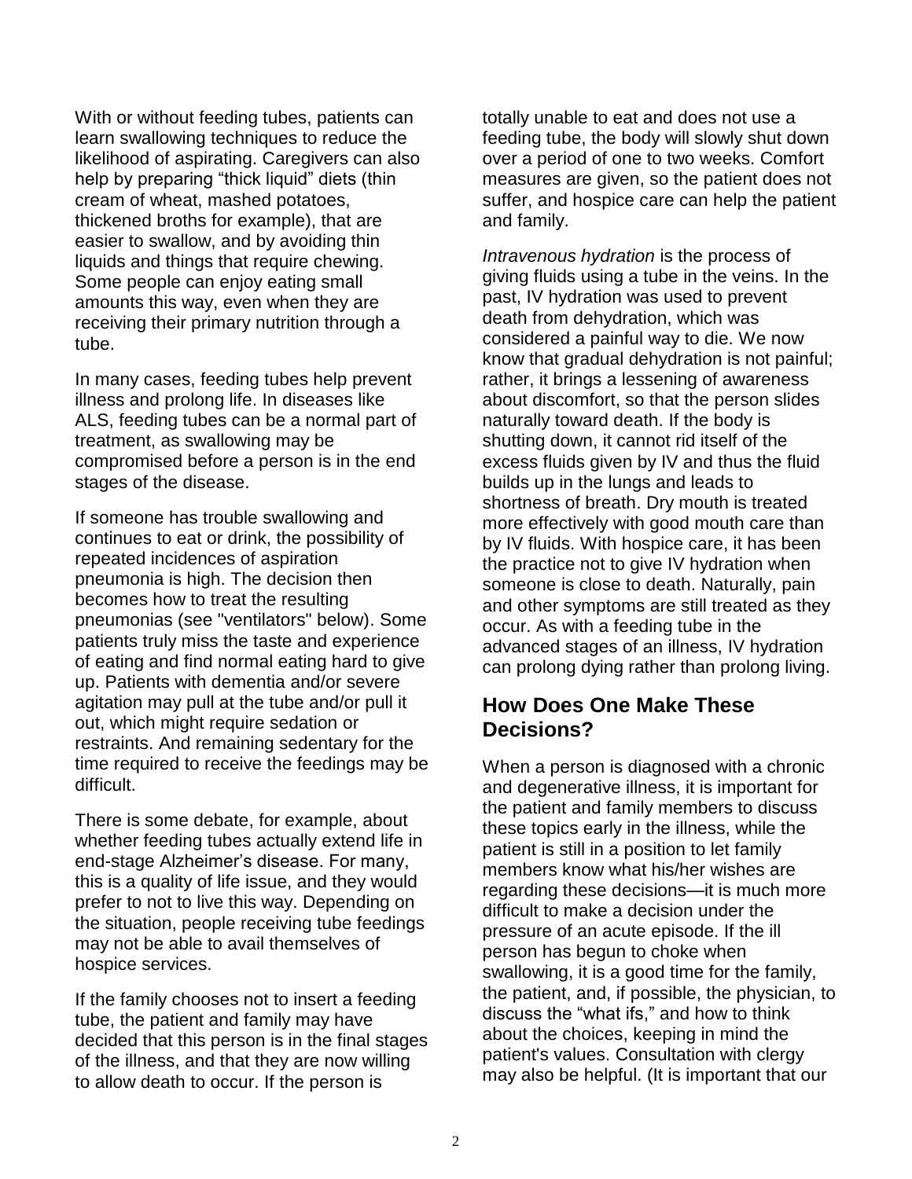With or without feeding tubes, patients can learn swallowing techniques to reduce the likelihood of aspirating. Caregivers can also help by preparing "thick liquid" diets (thin cream of wheat, mashed potatoes, thickened broths for example), that are easier to swallow, and by avoiding thin liquids and things that require chewing. Some people can enjoy eating small amounts this way, even when they are receiving their primary nutrition through a tube.

In many cases, feeding tubes help prevent illness and prolong life. In diseases like ALS, feeding tubes can be a normal part of treatment, as swallowing may be compromised before a person is in the end stages of the disease.

If someone has trouble swallowing and continues to eat or drink, the possibility of repeated incidences of aspiration pneumonia is high. The decision then becomes how to treat the resulting pneumonias (see "ventilators" below). Some patients truly miss the taste and experience of eating and find normal eating hard to give up. Patients with dementia and/or severe agitation may pull at the tube and/or pull it out, which might require sedation or restraints. And remaining sedentary for the time required to receive the feedings may be difficult.

There is some debate, for example, about whether feeding tubes actually extend life in end-stage Alzheimer's disease. For many, this is a quality of life issue, and they would prefer to not to live this way. Depending on the situation, people receiving tube feedings may not be able to avail themselves of hospice services.

If the family chooses not to insert a feeding tube, the patient and family may have decided that this person is in the final stages of the illness, and that they are now willing to allow death to occur. If the person is totally unable to eat and does not use a feeding tube, the body will slowly shut down over a period of one to two weeks. Comfort measures are given, so the patient does not suffer, and hospice care can help the patient and family.

*Intravenous hydration* is the process of giving fluids using a tube in the veins. In the past, IV hydration was used to prevent death from dehydration, which was considered a painful way to die. We now know that gradual dehydration is not painful; rather, it brings a lessening of awareness about discomfort, so that the person slides naturally toward death. If the body is shutting down, it cannot rid itself of the excess fluids given by IV and thus the fluid builds up in the lungs and leads to shortness of breath. Dry mouth is treated more effectively with good mouth care than by IV fluids. With hospice care, it has been the practice not to give IV hydration when someone is close to death. Naturally, pain and other symptoms are still treated as they occur. As with a feeding tube in the advanced stages of an illness, IV hydration can prolong dying rather than prolong living.

## How Does One Make These Decisions?

When a person is diagnosed with a chronic and degenerative illness, it is important for the patient and family members to discuss these topics early in the illness, while the patient is still in a position to let family members know what his/her wishes are regarding these decisions—it is much more difficult to make a decision under the pressure of an acute episode. If the ill person has begun to choke when swallowing, it is a good time for the family, the patient, and, if possible, the physician, to discuss the "what ifs," and how to think about the choices, keeping in mind the patient's values. Consultation with clergy may also be helpful. (It is important that our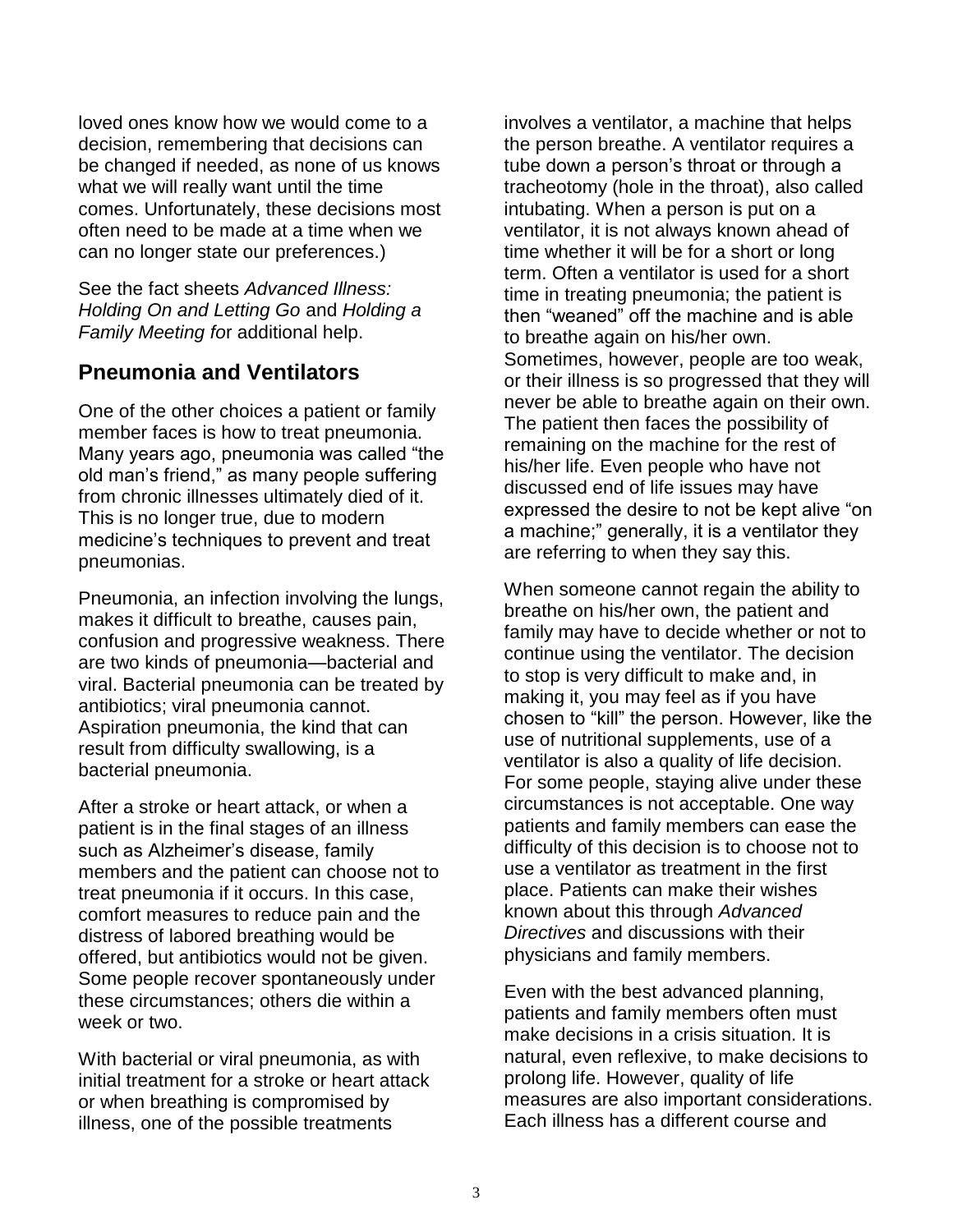loved ones know how we would come to a decision, remembering that decisions can be changed if needed, as none of us knows what we will really want until the time comes. Unfortunately, these decisions most often need to be made at a time when we can no longer state our preferences.)

See the fact sheets *Advanced Illness: Holding On and Letting Go* and *Holding a Family Meeting fo*r additional help.

## Pneumonia and Ventilators

One of the other choices a patient or family member faces is how to treat pneumonia. Many years ago, pneumonia was called "the old man's friend," as many people suffering from chronic illnesses ultimately died of it. This is no longer true, due to modern medicine's techniques to prevent and treat pneumonias.

Pneumonia, an infection involving the lungs, makes it difficult to breathe, causes pain, confusion and progressive weakness. There are two kinds of pneumonia—bacterial and viral. Bacterial pneumonia can be treated by antibiotics; viral pneumonia cannot. Aspiration pneumonia, the kind that can result from difficulty swallowing, is a bacterial pneumonia.

After a stroke or heart attack, or when a patient is in the final stages of an illness such as Alzheimer's disease, family members and the patient can choose not to treat pneumonia if it occurs. In this case, comfort measures to reduce pain and the distress of labored breathing would be offered, but antibiotics would not be given. Some people recover spontaneously under these circumstances; others die within a week or two.

With bacterial or viral pneumonia, as with initial treatment for a stroke or heart attack or when breathing is compromised by illness, one of the possible treatments involves a ventilator, a machine that helps the person breathe. A ventilator requires a tube down a person's throat or through a tracheotomy (hole in the throat), also called intubating. When a person is put on a ventilator, it is not always known ahead of time whether it will be for a short or long term. Often a ventilator is used for a short time in treating pneumonia; the patient is then "weaned" off the machine and is able to breathe again on his/her own. Sometimes, however, people are too weak, or their illness is so progressed that they will never be able to breathe again on their own. The patient then faces the possibility of remaining on the machine for the rest of his/her life. Even people who have not discussed end of life issues may have expressed the desire to not be kept alive "on a machine;" generally, it is a ventilator they are referring to when they say this.

When someone cannot regain the ability to breathe on his/her own, the patient and family may have to decide whether or not to continue using the ventilator. The decision to stop is very difficult to make and, in making it, you may feel as if you have chosen to "kill" the person. However, like the use of nutritional supplements, use of a ventilator is also a quality of life decision. For some people, staying alive under these circumstances is not acceptable. One way patients and family members can ease the difficulty of this decision is to choose not to use a ventilator as treatment in the first place. Patients can make their wishes known about this through *Advanced Directives* and discussions with their physicians and family members.

Even with the best advanced planning, patients and family members often must make decisions in a crisis situation. It is natural, even reflexive, to make decisions to prolong life. However, quality of life measures are also important considerations. Each illness has a different course and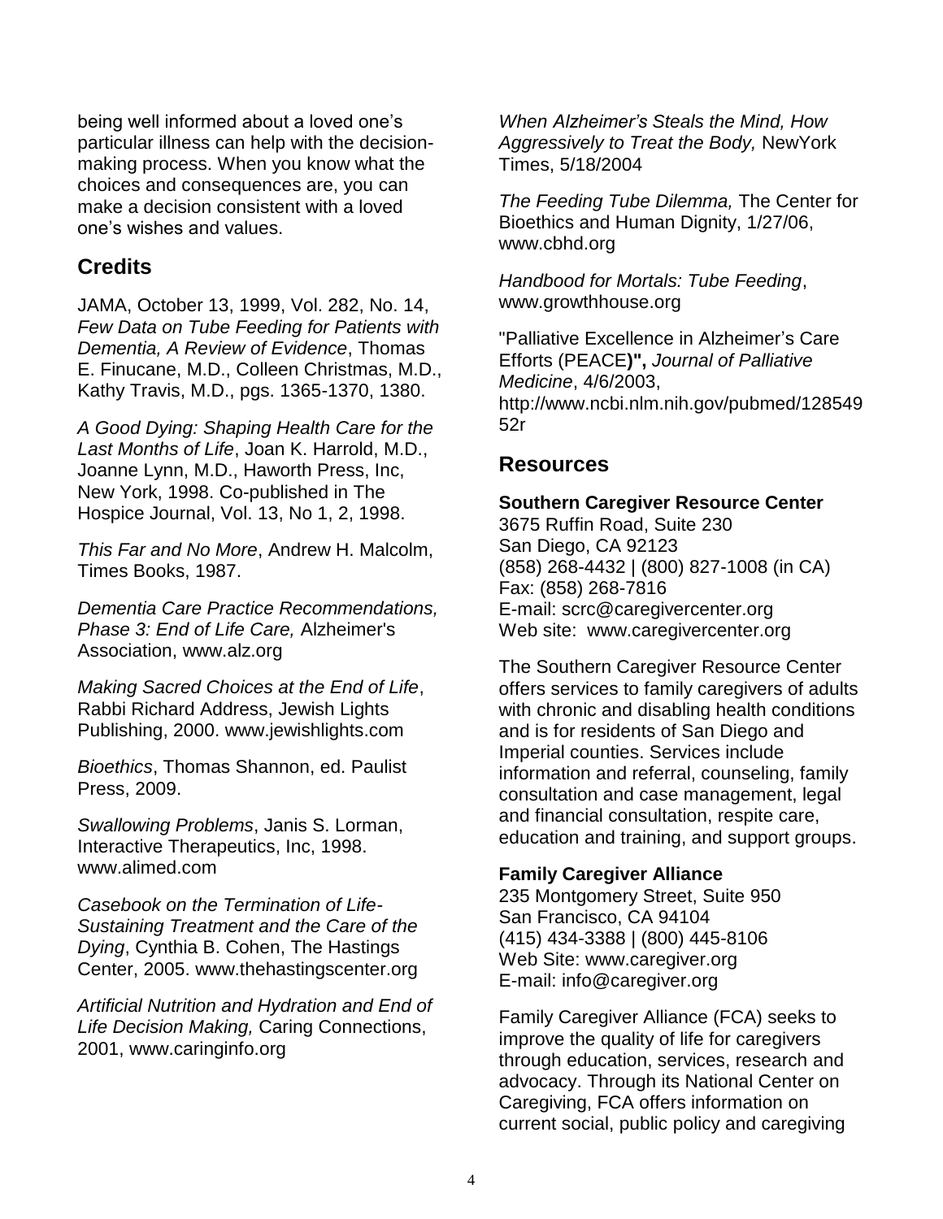being well informed about a loved one's particular illness can help with the decision-making process. When you know what the choices and consequences are, you can make a decision consistent with a loved one's wishes and values.

## Credits

JAMA, October 13, 1999, Vol. 282, No. 14, *Few Data on Tube Feeding for Patients with Dementia, A Review of Evidence*, Thomas E. Finucane, M.D., Colleen Christmas, M.D., Kathy Travis, M.D., pgs. 1365-1370, 1380.

*A Good Dying: Shaping Health Care for the Last Months of Life*, Joan K. Harrold, M.D., Joanne Lynn, M.D., Haworth Press, Inc, New York, 1998. Co-published in The Hospice Journal, Vol. 13, No 1, 2, 1998.

*This Far and No More*, Andrew H. Malcolm, Times Books, 1987.

*Dementia Care Practice Recommendations, Phase 3: End of Life Care,* Alzheimer's Association, www.alz.org

*Making Sacred Choices at the End of Life*, Rabbi Richard Address, Jewish Lights Publishing, 2000. www.jewishlights.com

*Bioethics*, Thomas Shannon, ed. Paulist Press, 2009.

*Swallowing Problems*, Janis S. Lorman, Interactive Therapeutics, Inc, 1998. www.alimed.com

*Casebook on the Termination of Life-Sustaining Treatment and the Care of the Dying*, Cynthia B. Cohen, The Hastings Center, 2005. www.thehastingscenter.org

*Artificial Nutrition and Hydration and End of Life Decision Making,* Caring Connections, 2001, www.caringinfo.org

*When Alzheimer's Steals the Mind, How Aggressively to Treat the Body,* NewYork Times, 5/18/2004

*The Feeding Tube Dilemma,* The Center for Bioethics and Human Dignity, 1/27/06, www.cbhd.org

*Handbood for Mortals: Tube Feeding*, www.growthhouse.org

"Palliative Excellence in Alzheimer's Care Efforts (PEACE)**",** *Journal of Palliative Medicine*, 4/6/2003, http://www.ncbi.nlm.nih.gov/pubmed/12854952r

## Resources

**Southern Caregiver Resource Center**  
3675 Ruffin Road, Suite 230  
San Diego, CA 92123  
(858) 268-4432 | (800) 827-1008 (in CA)  
Fax: (858) 268-7816  
E-mail: scrc@caregivercenter.org  
Web site: www.caregivercenter.org

The Southern Caregiver Resource Center offers services to family caregivers of adults with chronic and disabling health conditions and is for residents of San Diego and Imperial counties. Services include information and referral, counseling, family consultation and case management, legal and financial consultation, respite care, education and training, and support groups.

**Family Caregiver Alliance**  
235 Montgomery Street, Suite 950  
San Francisco, CA 94104  
(415) 434-3388 | (800) 445-8106  
Web Site: www.caregiver.org  
E-mail: info@caregiver.org

Family Caregiver Alliance (FCA) seeks to improve the quality of life for caregivers through education, services, research and advocacy. Through its National Center on Caregiving, FCA offers information on current social, public policy and caregiving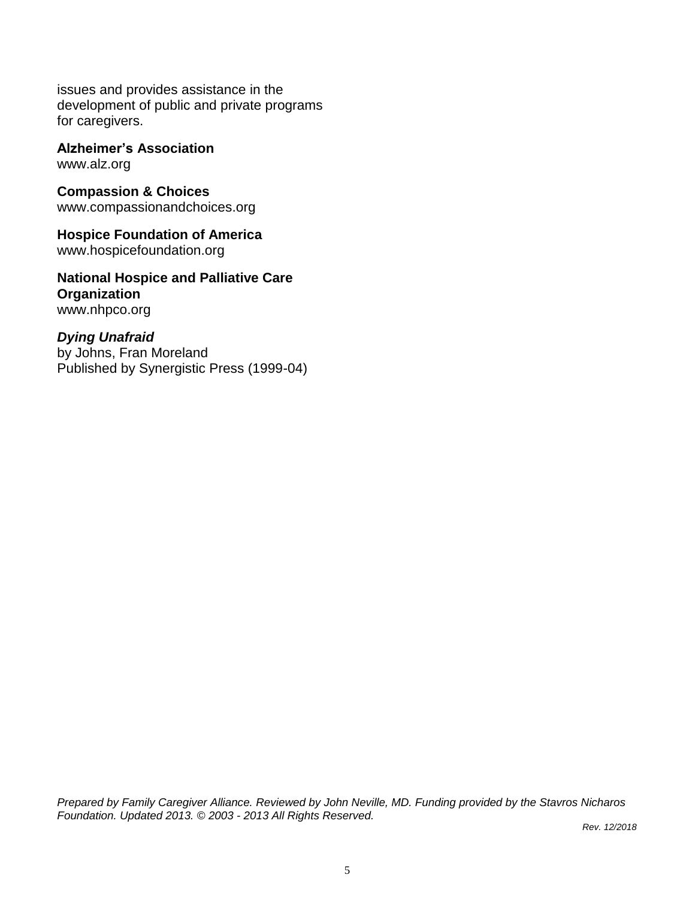issues and provides assistance in the development of public and private programs for caregivers.

**Alzheimer's Association**
www.alz.org

**Compassion & Choices**
www.compassionandchoices.org

**Hospice Foundation of America**
www.hospicefoundation.org

**National Hospice and Palliative Care Organization**
www.nhpco.org

***Dying Unafraid***
by Johns, Fran Moreland
Published by Synergistic Press (1999-04)

*Prepared by Family Caregiver Alliance. Reviewed by John Neville, MD. Funding provided by the Stavros Nicharos Foundation. Updated 2013. © 2003 - 2013 All Rights Reserved.*

*Rev. 12/2018*